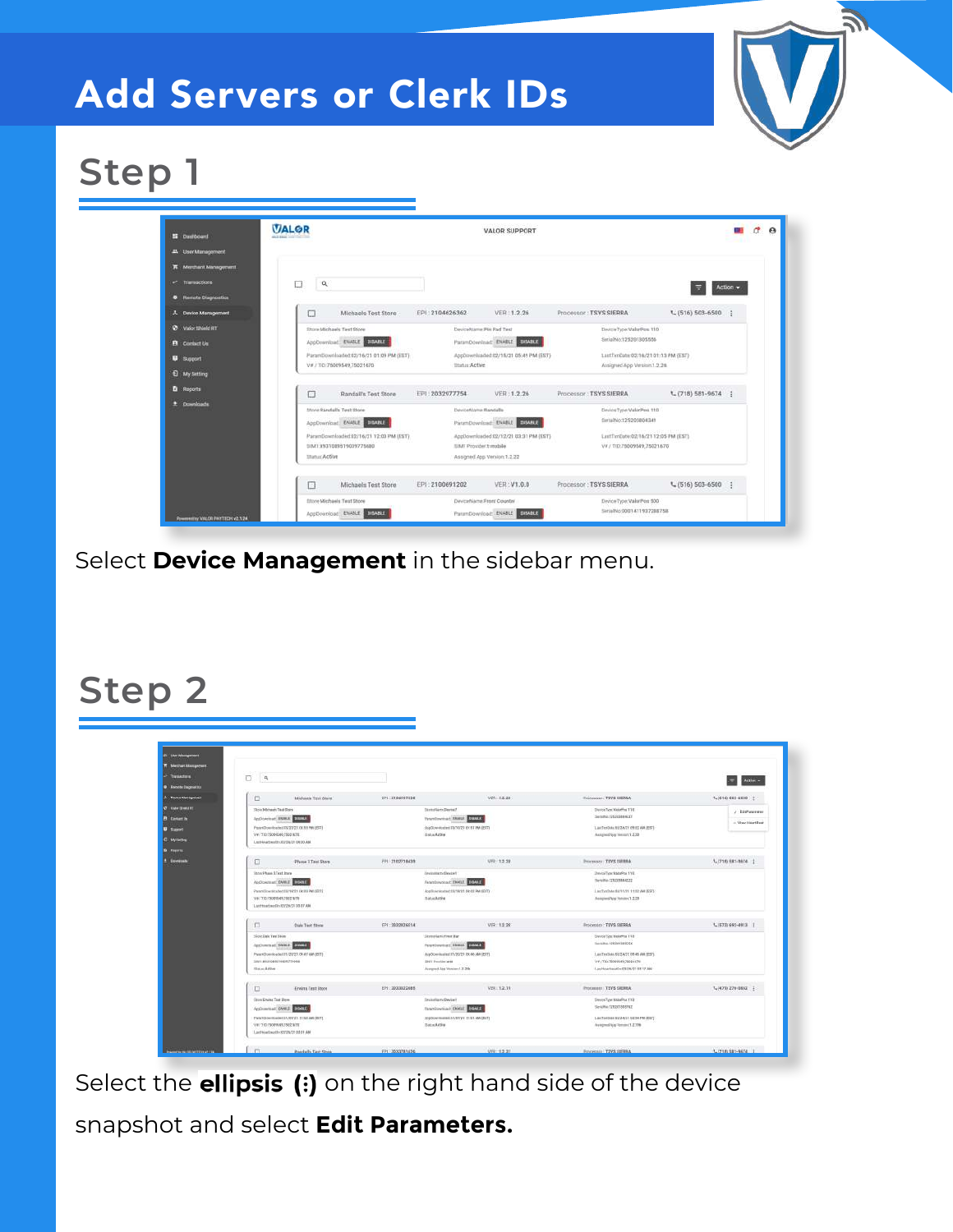# Add Servers or Clerk IDs

## Step 1

Select **Device Management** in the sidebar menu.

## Step 2

Select the **ellipsis (⋮)** on the right hand side of the device snapshot and select **Edit Parameters.**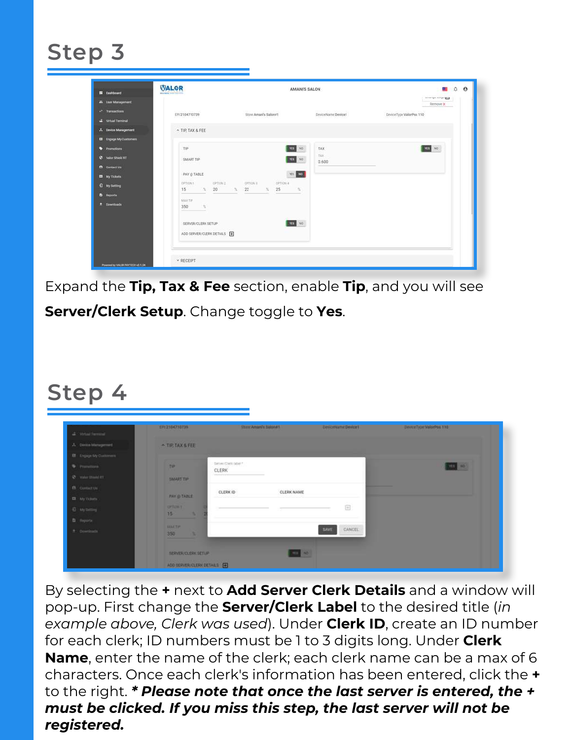## Step 3

Expand the **Tip, Tax & Fee** section, enable **Tip**, and you will see **Server/Clerk Setup**. Change toggle to **Yes**.

## Step 4

By selecting the **+** next to **Add Server Clerk Details** and a window will pop-up. First change the **Server/Clerk Label** to the desired title (*in example above, Clerk was used*). Under **Clerk ID**, create an ID number for each clerk; ID numbers must be 1 to 3 digits long. Under **Clerk Name**, enter the name of the clerk; each clerk name can be a max of 6 characters. Once each clerk's information has been entered, click the **+** to the right. ***\* Please note that once the last server is entered, the + must be clicked. If you miss this step, the last server will not be registered.***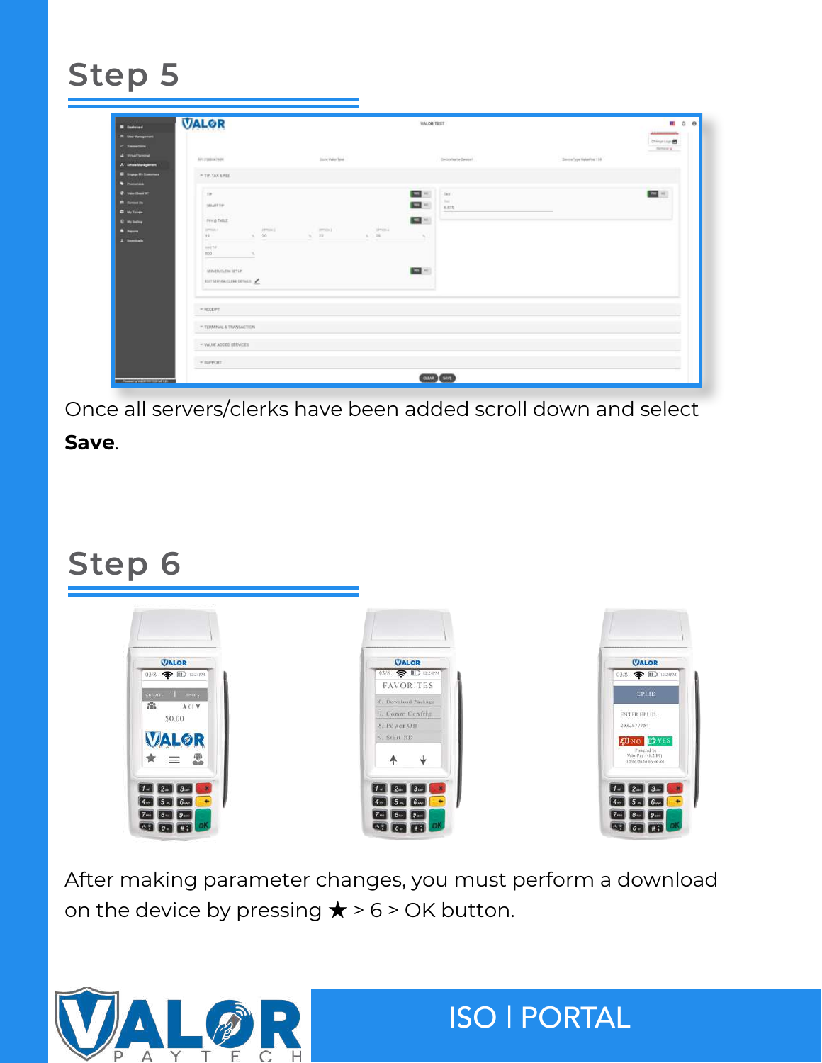## Step 5

Once all servers/clerks have been added scroll down and select **Save**.

## Step 6

After making parameter changes, you must perform a download on the device by pressing ★ > 6 > OK button.